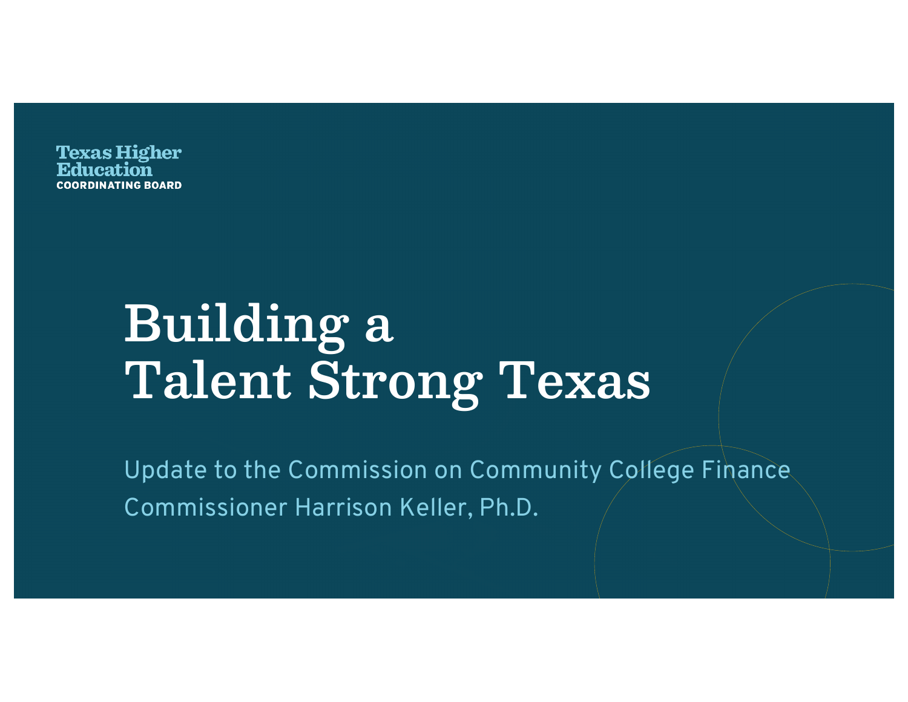Texas Higher Education
COORDINATING BOARD

# Building a Talent Strong Texas

Update to the Commission on Community College Finance

Commissioner Harrison Keller, Ph.D.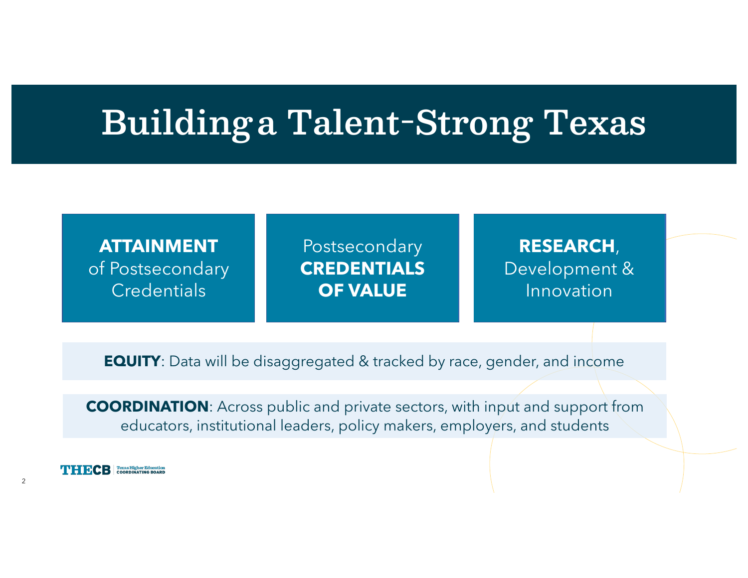# Building a Talent-Strong Texas

**ATTAINMENT** of Postsecondary Credentials

Postsecondary **CREDENTIALS OF VALUE**

**RESEARCH**, Development & Innovation

**EQUITY**: Data will be disaggregated & tracked by race, gender, and income

**COORDINATION**: Across public and private sectors, with input and support from educators, institutional leaders, policy makers, employers, and students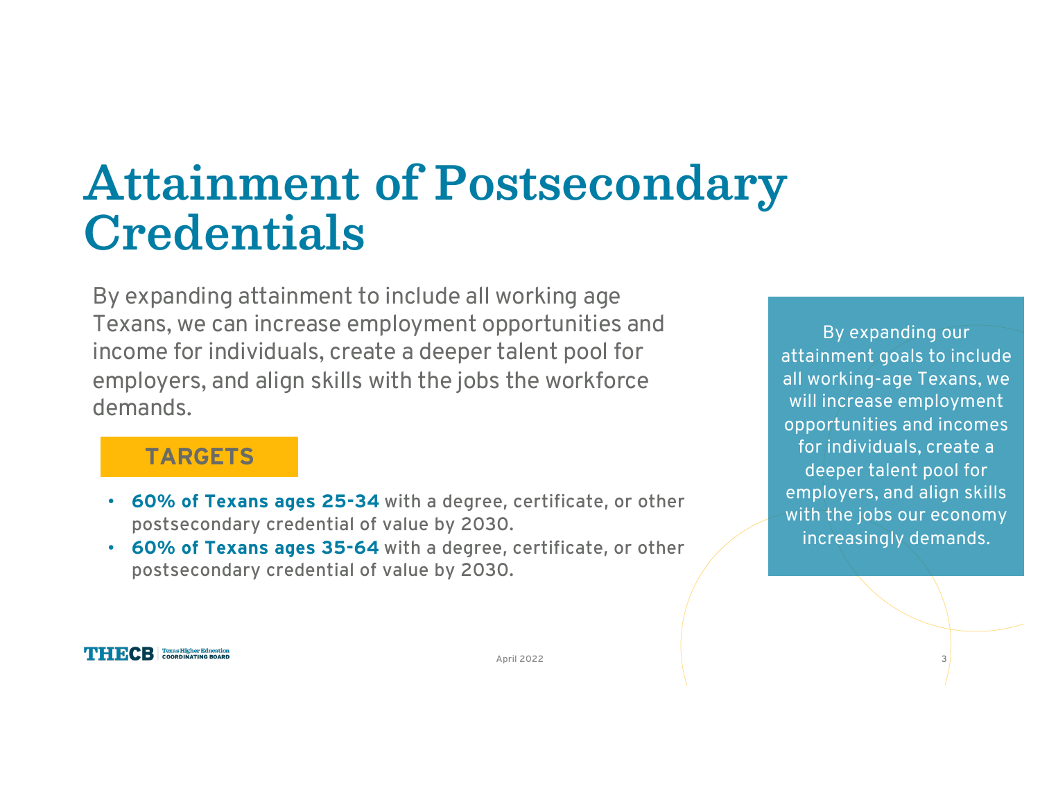# Attainment of Postsecondary Credentials

By expanding attainment to include all working age Texans, we can increase employment opportunities and income for individuals, create a deeper talent pool for employers, and align skills with the jobs the workforce demands.

**TARGETS**

- **60% of Texans ages 25-34** with a degree, certificate, or other postsecondary credential of value by 2030.
- **60% of Texans ages 35-64** with a degree, certificate, or other postsecondary credential of value by 2030.

By expanding our attainment goals to include all working-age Texans, we will increase employment opportunities and incomes for individuals, create a deeper talent pool for employers, and align skills with the jobs our economy increasingly demands.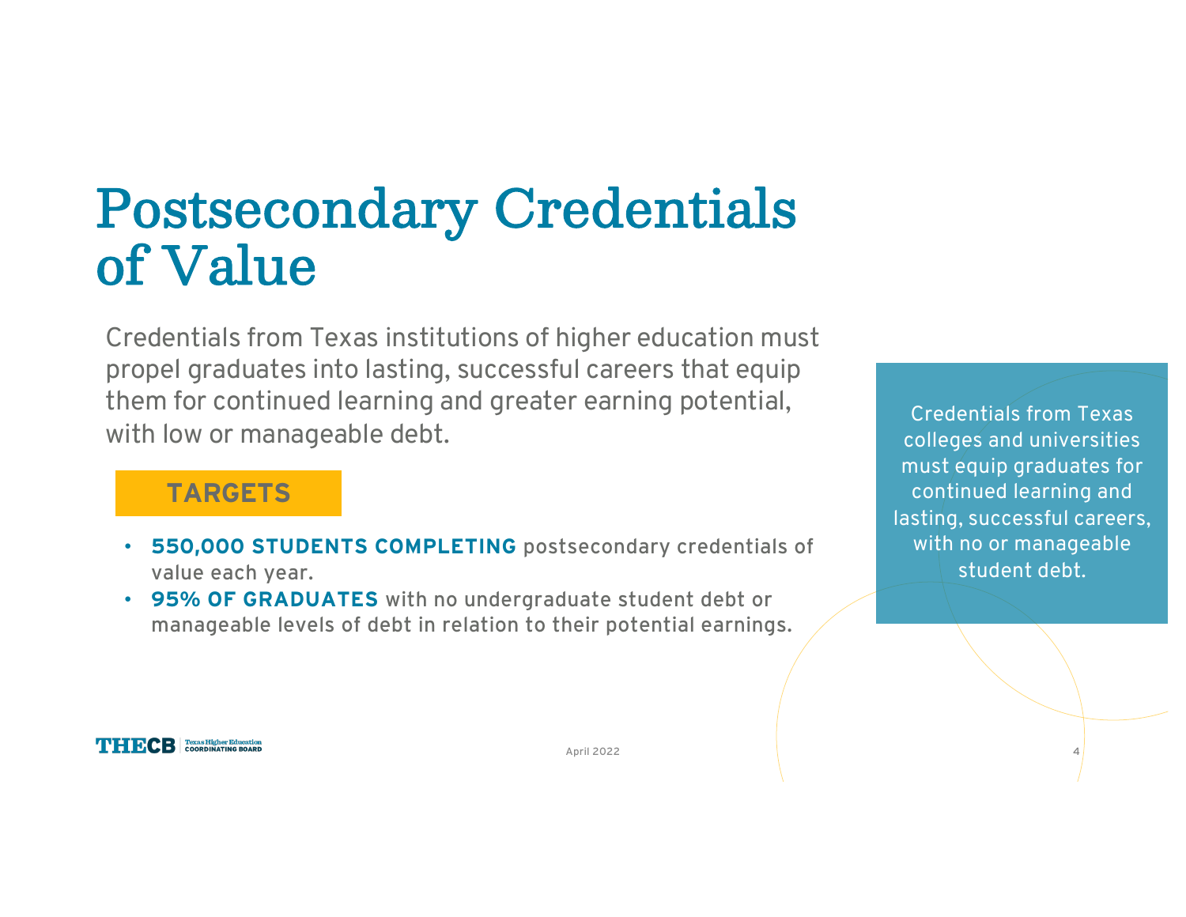# Postsecondary Credentials of Value

Credentials from Texas institutions of higher education must propel graduates into lasting, successful careers that equip them for continued learning and greater earning potential, with low or manageable debt.

**TARGETS**

- **550,000 STUDENTS COMPLETING** postsecondary credentials of value each year.
- **95% OF GRADUATES** with no undergraduate student debt or manageable levels of debt in relation to their potential earnings.

Credentials from Texas colleges and universities must equip graduates for continued learning and lasting, successful careers, with no or manageable student debt.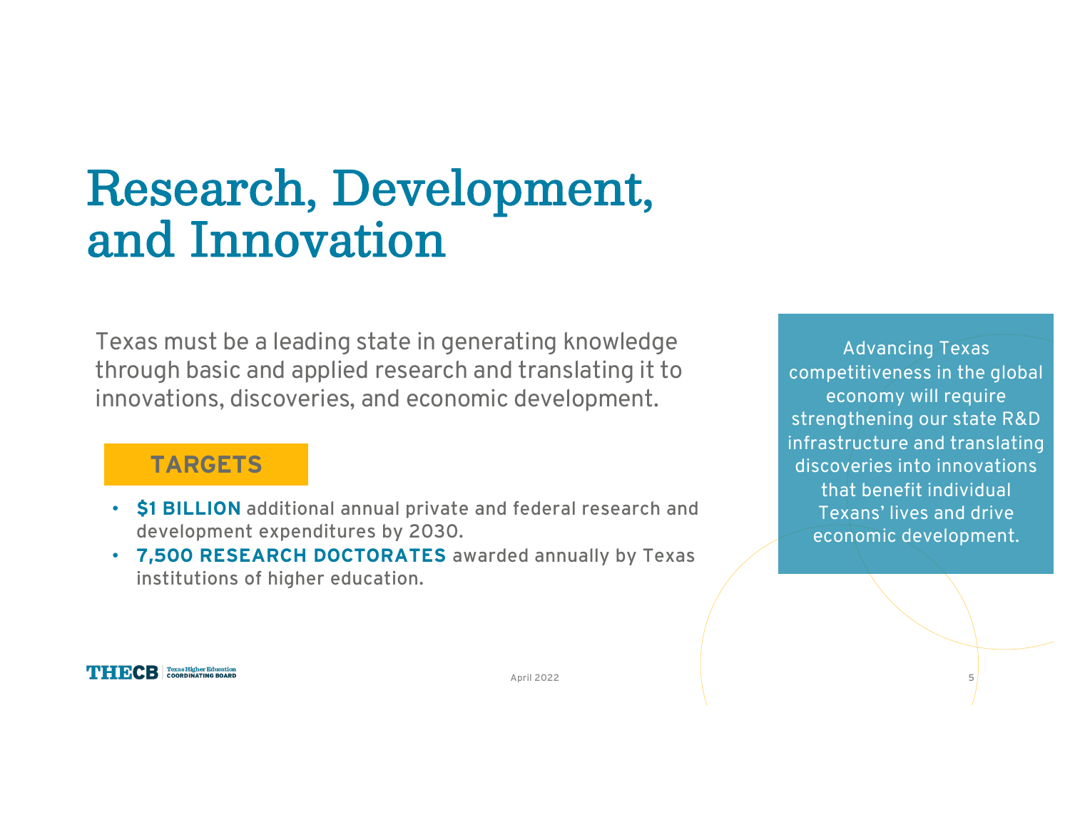# Research, Development, and Innovation

Texas must be a leading state in generating knowledge through basic and applied research and translating it to innovations, discoveries, and economic development.

## TARGETS

- **$1 BILLION** additional annual private and federal research and development expenditures by 2030.
- **7,500 RESEARCH DOCTORATES** awarded annually by Texas institutions of higher education.

Advancing Texas competitiveness in the global economy will require strengthening our state R&D infrastructure and translating discoveries into innovations that benefit individual Texans' lives and drive economic development.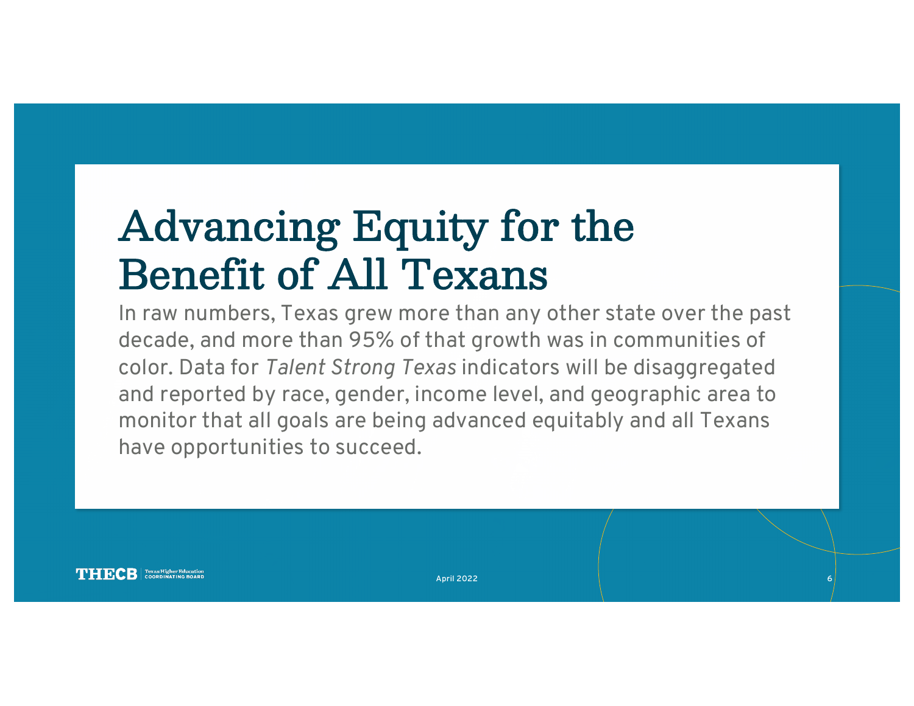# Advancing Equity for the Benefit of All Texans

In raw numbers, Texas grew more than any other state over the past decade, and more than 95% of that growth was in communities of color. Data for *Talent Strong Texas* indicators will be disaggregated and reported by race, gender, income level, and geographic area to monitor that all goals are being advanced equitably and all Texans have opportunities to succeed.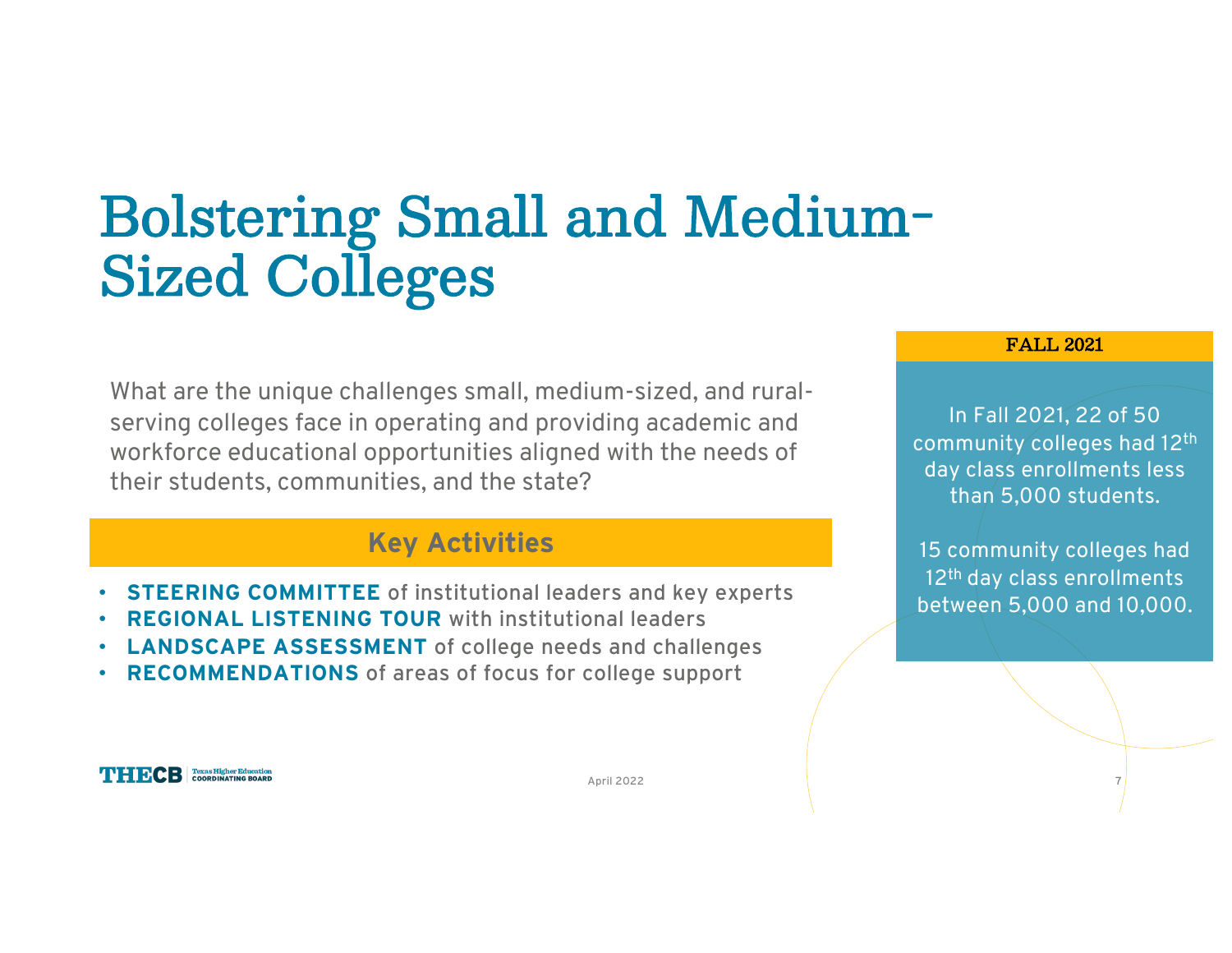# Bolstering Small and Medium-Sized Colleges

What are the unique challenges small, medium-sized, and rural-serving colleges face in operating and providing academic and workforce educational opportunities aligned with the needs of their students, communities, and the state?

## Key Activities

- **STEERING COMMITTEE** of institutional leaders and key experts
- **REGIONAL LISTENING TOUR** with institutional leaders
- **LANDSCAPE ASSESSMENT** of college needs and challenges
- **RECOMMENDATIONS** of areas of focus for college support

**FALL 2021**

In Fall 2021, 22 of 50 community colleges had 12th day class enrollments less than 5,000 students.

15 community colleges had 12th day class enrollments between 5,000 and 10,000.

April 2022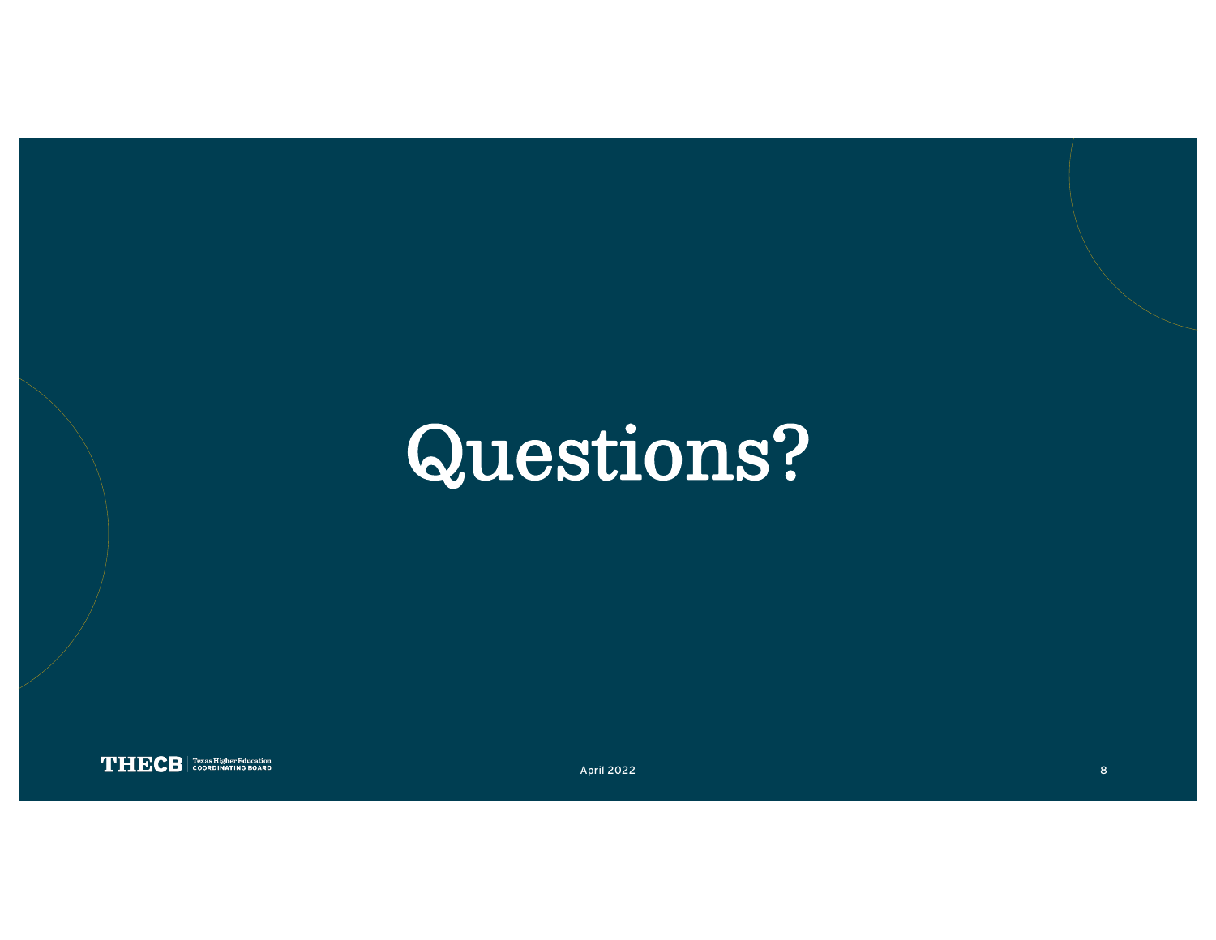# Questions?